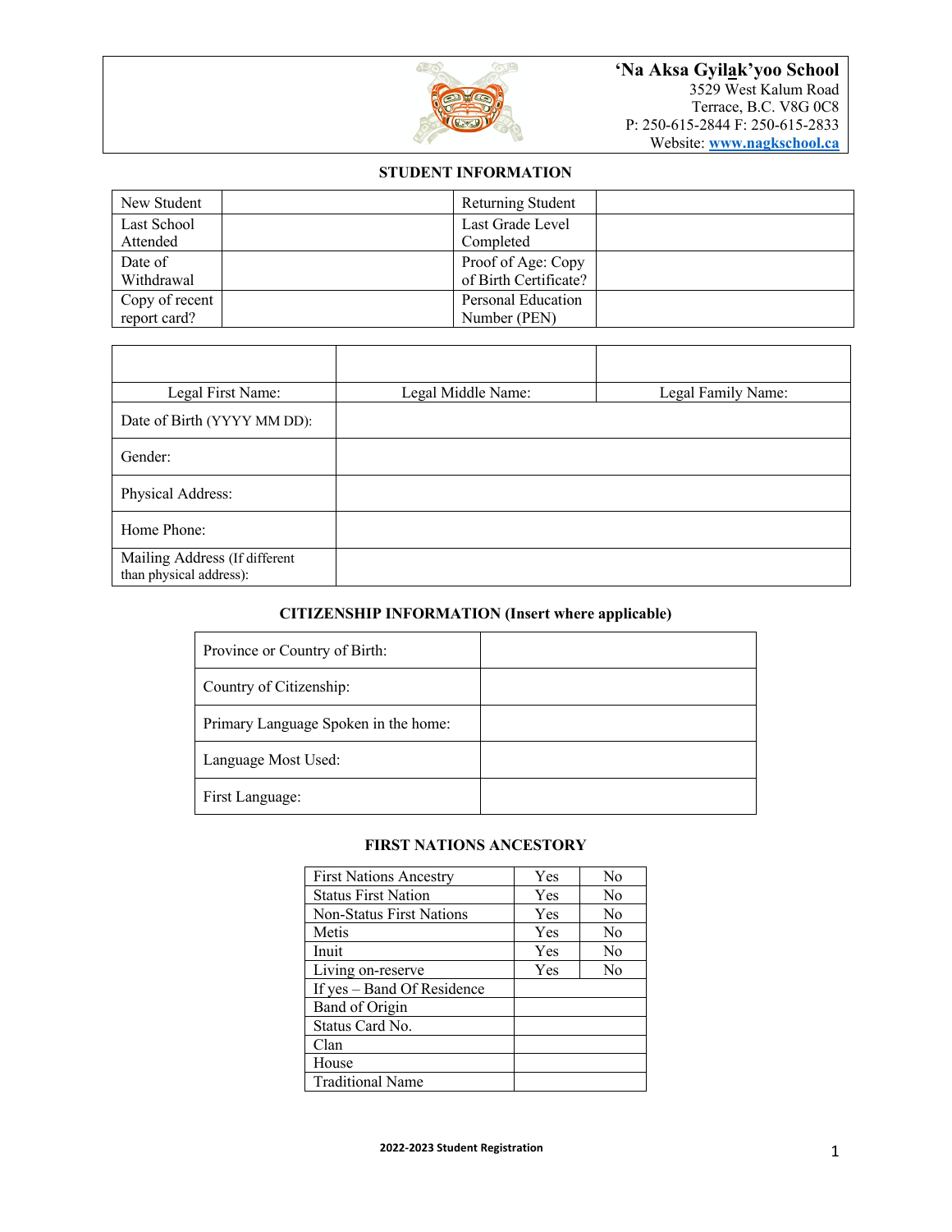**‘Na Aksa Gyilak’yoo School**
3529 West Kalum Road
Terrace, B.C. V8G 0C8
P: 250-615-2844 F: 250-615-2833
Website: www.nagkschool.ca

## STUDENT INFORMATION

| New Student | | Returning Student | |
|---|---|---|---|
| Last School Attended | | Last Grade Level Completed | |
| Date of Withdrawal | | Proof of Age: Copy of Birth Certificate? | |
| Copy of recent report card? | | Personal Education Number (PEN) | |

| | | |
|---|---|---|
| Legal First Name: | Legal Middle Name: | Legal Family Name: |
| Date of Birth (YYYY MM DD): | | |
| Gender: | | |
| Physical Address: | | |
| Home Phone: | | |
| Mailing Address (If different than physical address): | | |

## CITIZENSHIP INFORMATION (Insert where applicable)

| Province or Country of Birth: | |
|---|---|
| Country of Citizenship: | |
| Primary Language Spoken in the home: | |
| Language Most Used: | |
| First Language: | |

## FIRST NATIONS ANCESTORY

| First Nations Ancestry | Yes | No |
|---|---|---|
| Status First Nation | Yes | No |
| Non-Status First Nations | Yes | No |
| Metis | Yes | No |
| Inuit | Yes | No |
| Living on-reserve | Yes | No |
| If yes – Band Of Residence | | |
| Band of Origin | | |
| Status Card No. | | |
| Clan | | |
| House | | |
| Traditional Name | | |

2022-2023 Student Registration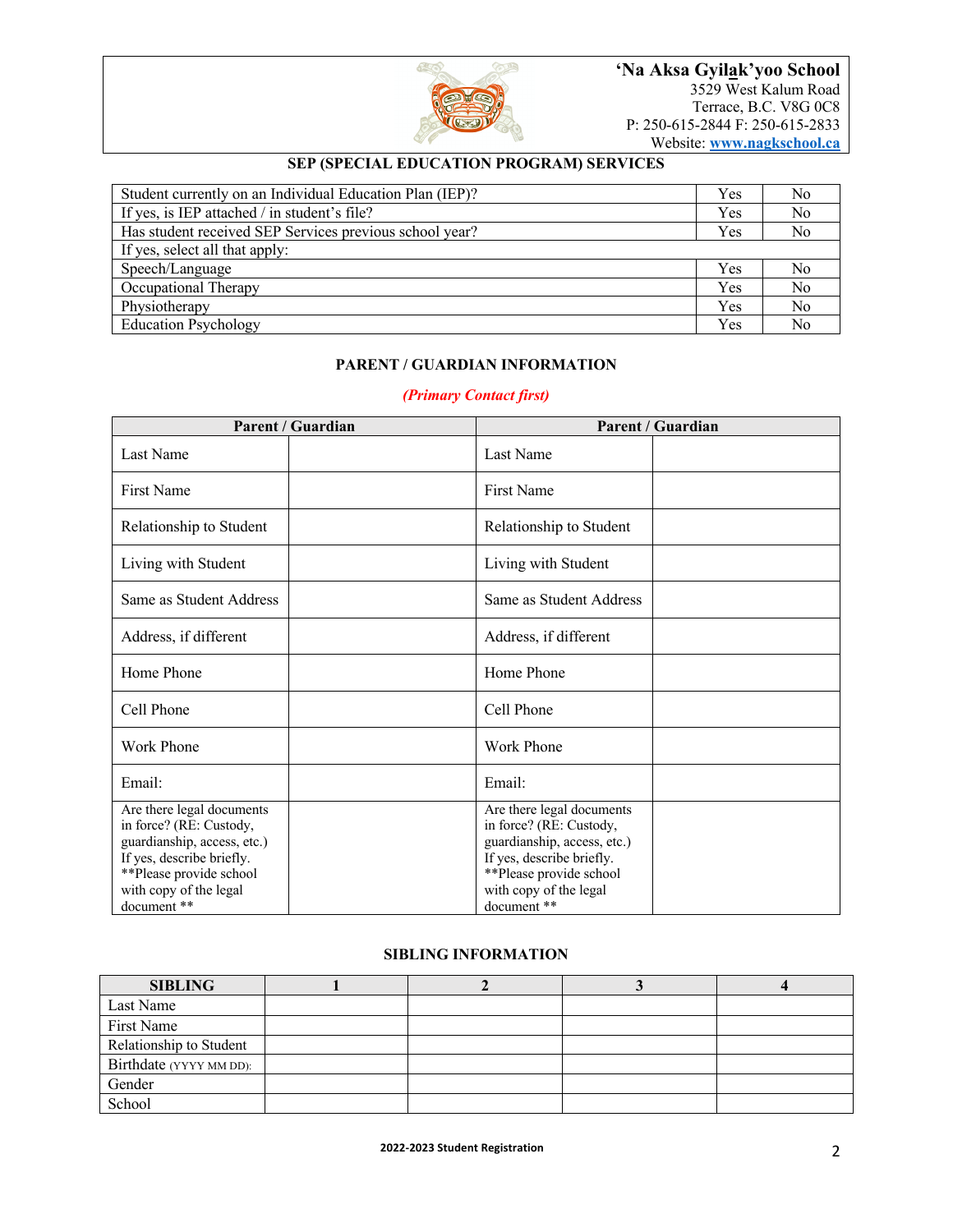**'Na Aksa Gyilak'yoo School**
3529 West Kalum Road
Terrace, B.C. V8G 0C8
P: 250-615-2844 F: 250-615-2833
Website: [www.nagkschool.ca](http://www.nagkschool.ca)

## SEP (SPECIAL EDUCATION PROGRAM) SERVICES

| | | |
|---|---|---|
| Student currently on an Individual Education Plan (IEP)? | Yes | No |
| If yes, is IEP attached / in student's file? | Yes | No |
| Has student received SEP Services previous school year? | Yes | No |
| If yes, select all that apply: | | |
| Speech/Language | Yes | No |
| Occupational Therapy | Yes | No |
| Physiotherapy | Yes | No |
| Education Psychology | Yes | No |

## PARENT / GUARDIAN INFORMATION

*(Primary Contact first)*

| Parent / Guardian | | Parent / Guardian | |
|---|---|---|---|
| Last Name | | Last Name | |
| First Name | | First Name | |
| Relationship to Student | | Relationship to Student | |
| Living with Student | | Living with Student | |
| Same as Student Address | | Same as Student Address | |
| Address, if different | | Address, if different | |
| Home Phone | | Home Phone | |
| Cell Phone | | Cell Phone | |
| Work Phone | | Work Phone | |
| Email: | | Email: | |
| Are there legal documents in force? (RE: Custody, guardianship, access, etc.) If yes, describe briefly. **Please provide school with copy of the legal document ** | | Are there legal documents in force? (RE: Custody, guardianship, access, etc.) If yes, describe briefly. **Please provide school with copy of the legal document ** | |

## SIBLING INFORMATION

| SIBLING | 1 | 2 | 3 | 4 |
|---|---|---|---|---|
| Last Name | | | | |
| First Name | | | | |
| Relationship to Student | | | | |
| Birthdate (YYYY MM DD): | | | | |
| Gender | | | | |
| School | | | | |

2022-2023 Student Registration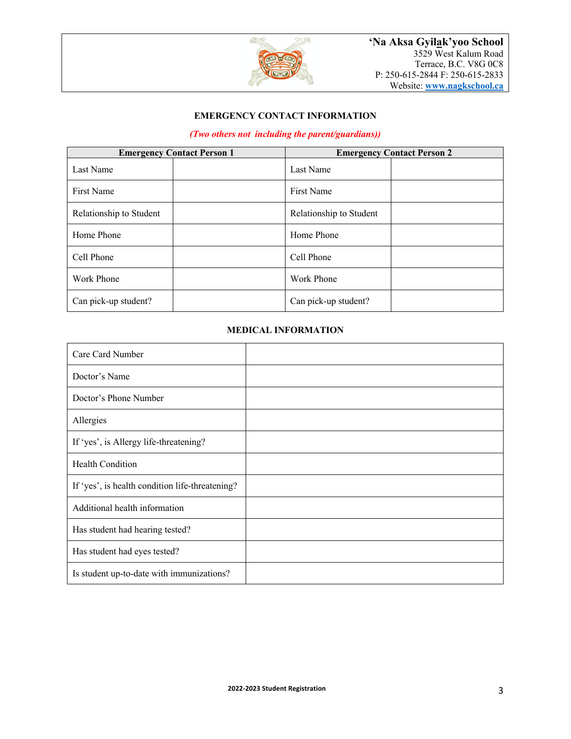**'Na Aksa Gyilak'yoo School**
3529 West Kalum Road
Terrace, B.C. V8G 0C8
P: 250-615-2844 F: 250-615-2833
Website: www.nagkschool.ca

## EMERGENCY CONTACT INFORMATION

*(Two others not including the parent/guardians))*

| Emergency Contact Person 1 | | Emergency Contact Person 2 | |
|---|---|---|---|
| Last Name | | Last Name | |
| First Name | | First Name | |
| Relationship to Student | | Relationship to Student | |
| Home Phone | | Home Phone | |
| Cell Phone | | Cell Phone | |
| Work Phone | | Work Phone | |
| Can pick-up student? | | Can pick-up student? | |

## MEDICAL INFORMATION

| | |
|---|---|
| Care Card Number | |
| Doctor's Name | |
| Doctor's Phone Number | |
| Allergies | |
| If 'yes', is Allergy life-threatening? | |
| Health Condition | |
| If 'yes', is health condition life-threatening? | |
| Additional health information | |
| Has student had hearing tested? | |
| Has student had eyes tested? | |
| Is student up-to-date with immunizations? | |

2022-2023 Student Registration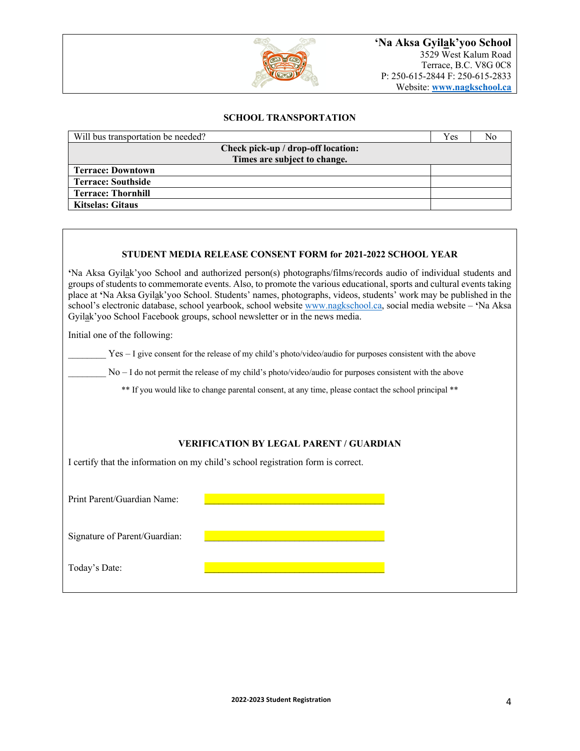**'Na Aksa Gyilak'yoo School**
3529 West Kalum Road
Terrace, B.C. V8G 0C8
P: 250-615-2844 F: 250-615-2833
Website: www.nagkschool.ca

## SCHOOL TRANSPORTATION

| Will bus transportation be needed? | Yes | No |
|---|---|---|
| **Check pick-up / drop-off location: Times are subject to change.** | | |
| **Terrace: Downtown** | | |
| **Terrace: Southside** | | |
| **Terrace: Thornhill** | | |
| **Kitselas: Gitaus** | | |

## STUDENT MEDIA RELEASE CONSENT FORM for 2021-2022 SCHOOL YEAR

'Na Aksa Gyilak'yoo School and authorized person(s) photographs/films/records audio of individual students and groups of students to commemorate events. Also, to promote the various educational, sports and cultural events taking place at 'Na Aksa Gyilak'yoo School. Students' names, photographs, videos, students' work may be published in the school's electronic database, school yearbook, school website www.nagkschool.ca, social media website – 'Na Aksa Gyilak'yoo School Facebook groups, school newsletter or in the news media.

Initial one of the following:

________ Yes – I give consent for the release of my child's photo/video/audio for purposes consistent with the above

________ No – I do not permit the release of my child's photo/video/audio for purposes consistent with the above

** If you would like to change parental consent, at any time, please contact the school principal **

## VERIFICATION BY LEGAL PARENT / GUARDIAN

I certify that the information on my child's school registration form is correct.

Print Parent/Guardian Name: ________________________________________

Signature of Parent/Guardian: ________________________________________

Today's Date: ________________________________________

2022-2023 Student Registration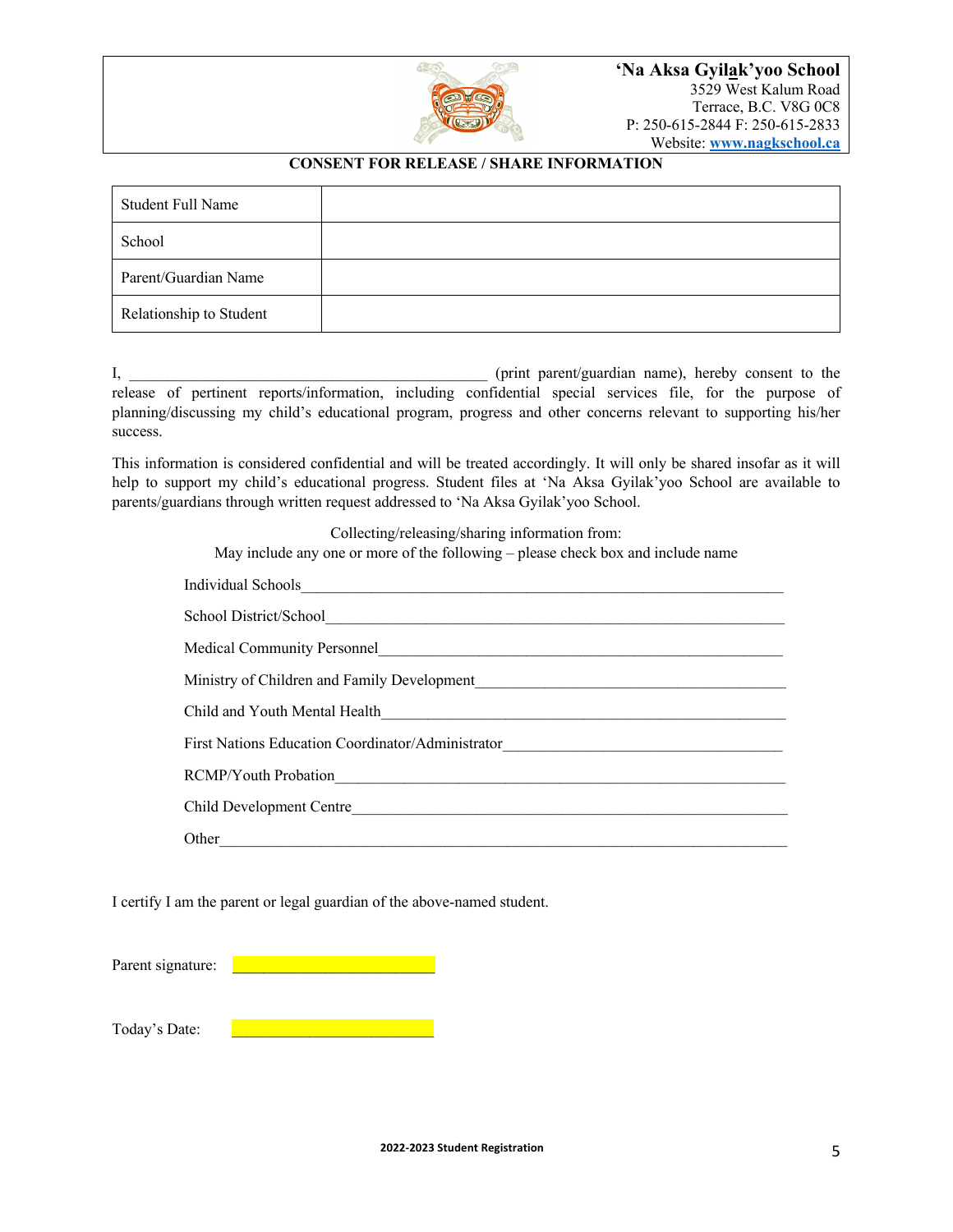**'Na Aksa Gyilak'yoo School**
3529 West Kalum Road
Terrace, B.C. V8G 0C8
P: 250-615-2844 F: 250-615-2833
Website: www.nagkschool.ca

**CONSENT FOR RELEASE / SHARE INFORMATION**

| Student Full Name | |
|---|---|
| School | |
| Parent/Guardian Name | |
| Relationship to Student | |

I, ______________________________________________ (print parent/guardian name), hereby consent to the release of pertinent reports/information, including confidential special services file, for the purpose of planning/discussing my child's educational program, progress and other concerns relevant to supporting his/her success.

This information is considered confidential and will be treated accordingly. It will only be shared insofar as it will help to support my child's educational progress. Student files at 'Na Aksa Gyilak'yoo School are available to parents/guardians through written request addressed to 'Na Aksa Gyilak'yoo School.

Collecting/releasing/sharing information from:
May include any one or more of the following – please check box and include name

Individual Schools______________________________________________

School District/School______________________________________________

Medical Community Personnel______________________________________________

Ministry of Children and Family Development______________________________________________

Child and Youth Mental Health______________________________________________

First Nations Education Coordinator/Administrator______________________________________________

RCMP/Youth Probation______________________________________________

Child Development Centre______________________________________________

Other______________________________________________

I certify I am the parent or legal guardian of the above-named student.

Parent signature: ___________________________

Today's Date: ___________________________

2022-2023 Student Registration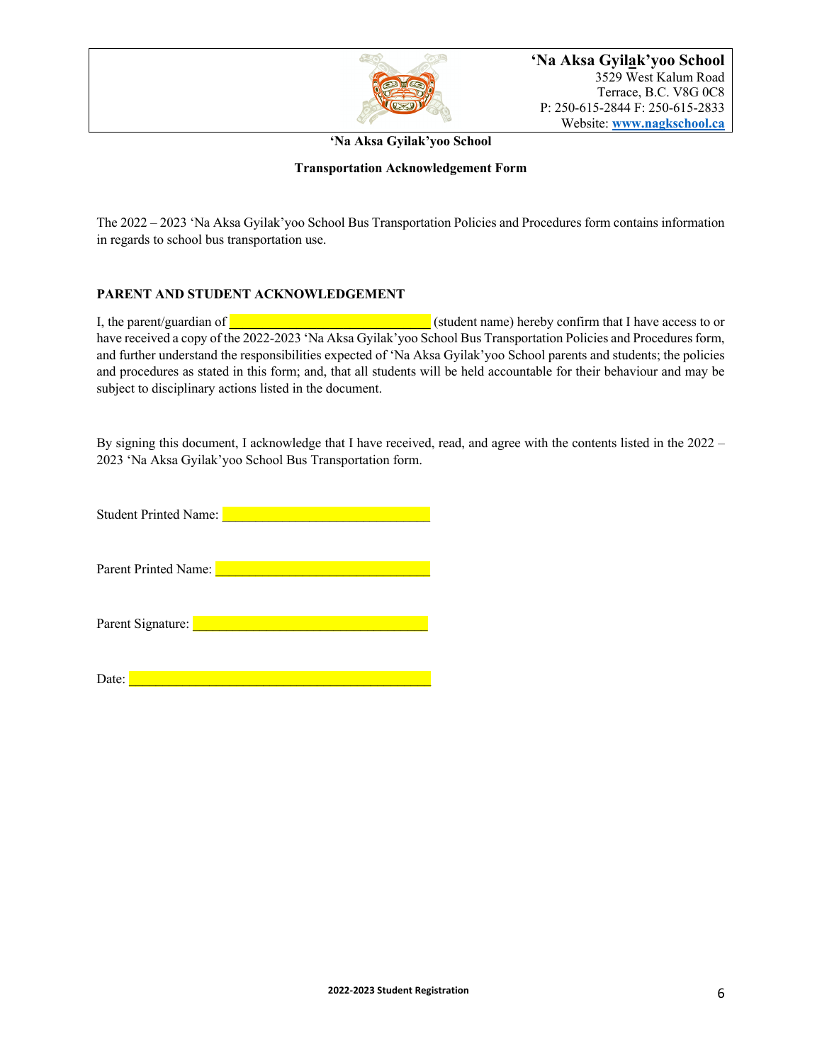**'Na Aksa Gyilak'yoo School**
3529 West Kalum Road
Terrace, B.C. V8G 0C8
P: 250-615-2844 F: 250-615-2833
Website: www.nagkschool.ca

**'Na Aksa Gyilak'yoo School**

**Transportation Acknowledgement Form**

The 2022 – 2023 'Na Aksa Gyilak'yoo School Bus Transportation Policies and Procedures form contains information in regards to school bus transportation use.

**PARENT AND STUDENT ACKNOWLEDGEMENT**

I, the parent/guardian of ______________________________ (student name) hereby confirm that I have access to or have received a copy of the 2022-2023 'Na Aksa Gyilak'yoo School Bus Transportation Policies and Procedures form, and further understand the responsibilities expected of 'Na Aksa Gyilak'yoo School parents and students; the policies and procedures as stated in this form; and, that all students will be held accountable for their behaviour and may be subject to disciplinary actions listed in the document.

By signing this document, I acknowledge that I have received, read, and agree with the contents listed in the 2022 – 2023 'Na Aksa Gyilak'yoo School Bus Transportation form.

Student Printed Name: ______________________________

Parent Printed Name: ______________________________

Parent Signature: __________________________________

Date: ____________________________________________